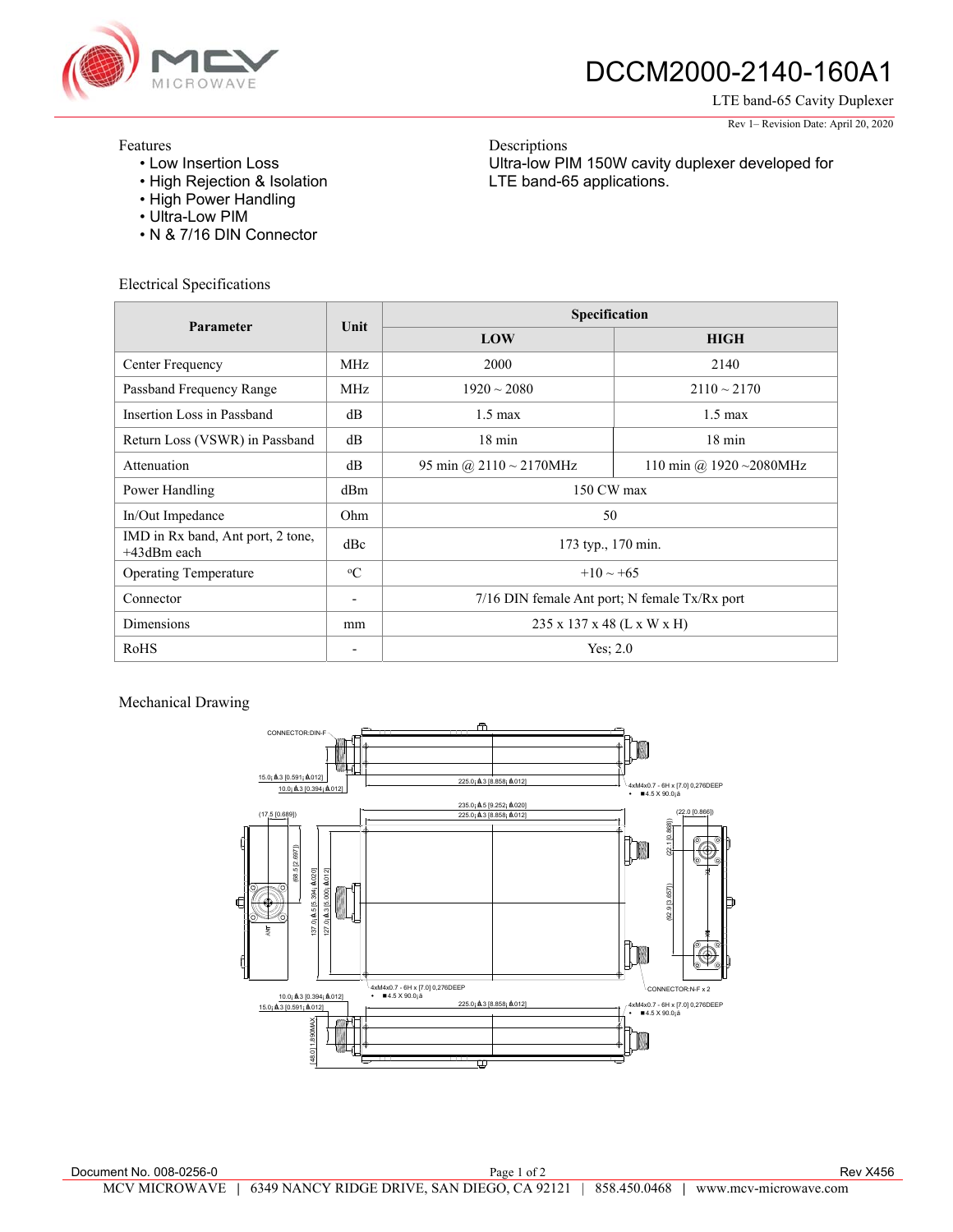# DCCM2000-2140-160A1

LTE band-65 Cavity Duplexer

Rev 1– Revision Date: April 20, 2020

Features
- Low Insertion Loss
- High Rejection & Isolation
- High Power Handling
- Ultra-Low PIM
- N & 7/16 DIN Connector

Descriptions
Ultra-low PIM 150W cavity duplexer developed for LTE band-65 applications.

## Electrical Specifications

| Parameter | Unit | Specification | |
|---|---|---|---|
| | | LOW | HIGH |
| Center Frequency | MHz | 2000 | 2140 |
| Passband Frequency Range | MHz | 1920 ~ 2080 | 2110 ~ 2170 |
| Insertion Loss in Passband | dB | 1.5 max | 1.5 max |
| Return Loss (VSWR) in Passband | dB | 18 min | 18 min |
| Attenuation | dB | 95 min @ 2110 ~ 2170MHz | 110 min @ 1920 ~2080MHz |
| Power Handling | dBm | 150 CW max | |
| In/Out Impedance | Ohm | 50 | |
| IMD in Rx band, Ant port, 2 tone, +43dBm each | dBc | 173 typ., 170 min. | |
| Operating Temperature | ºC | +10 ~ +65 | |
| Connector | - | 7/16 DIN female Ant port; N female Tx/Rx port | |
| Dimensions | mm | 235 x 137 x 48 (L x W x H) | |
| RoHS | - | Yes; 2.0 | |

## Mechanical Drawing

CONNECTOR:DIN-F
15.0±0.3 [0.591±0.012]
10.0±0.3 [0.394±0.012]
225.0±0.3 [8.858±0.012]
4xM4x0.7 - 6H x [7.0] 0,276DEEP
4.5 X 90.0°
235.0±0.5 [9.252±0.020]
225.0±0.3 [8.858±0.012]
(17.5 [0.689])
(22.0 [0.866])
(68.5 [2.697])
137.0±0.5 [5.394±0.020]
127.0±0.3 [5.000±0.012]
(22.1 [0.868])
(92.9 [3.657])
ANT
TX
RX
4xM4x0.7 - 6H x [7.0] 0,276DEEP
4.5 X 90.0°
CONNECTOR:N-F x 2
10.0±0.3 [0.394±0.012]
15.0±0.3 [0.591±0.012]
225.0±0.3 [8.858±0.012]
4xM4x0.7 - 6H x [7.0] 0,276DEEP
4.5 X 90.0°
[48.0] 1.890MAX

Document No. 008-0256-0

Rev X456

MCV MICROWAVE | 6349 NANCY RIDGE DRIVE, SAN DIEGO, CA 92121 | 858.450.0468 | www.mcv-microwave.com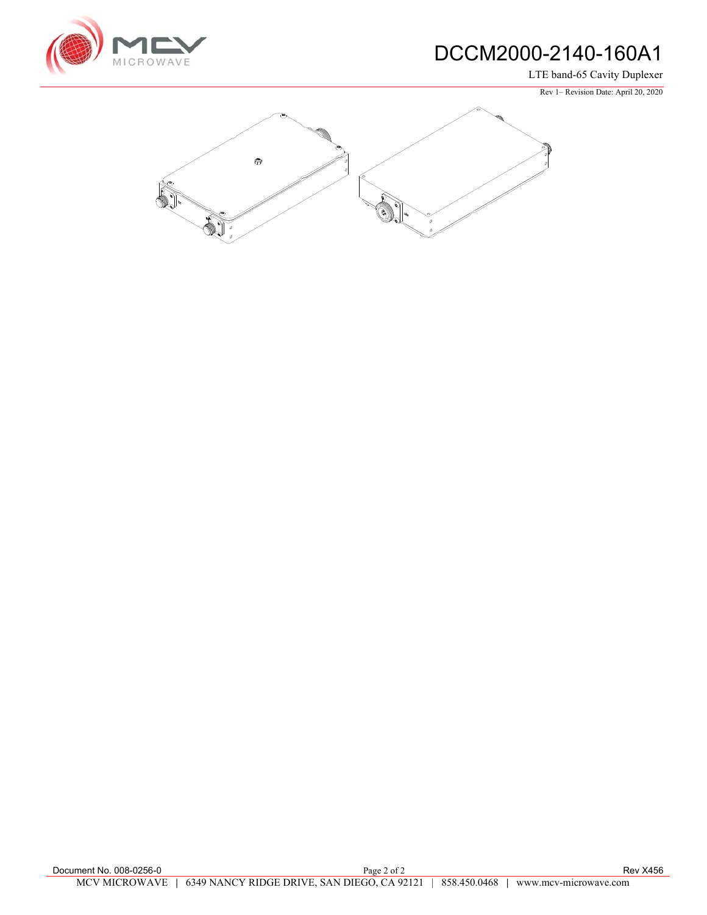# DCCM2000-2140-160A1

LTE band-65 Cavity Duplexer

Rev 1– Revision Date: April 20, 2020